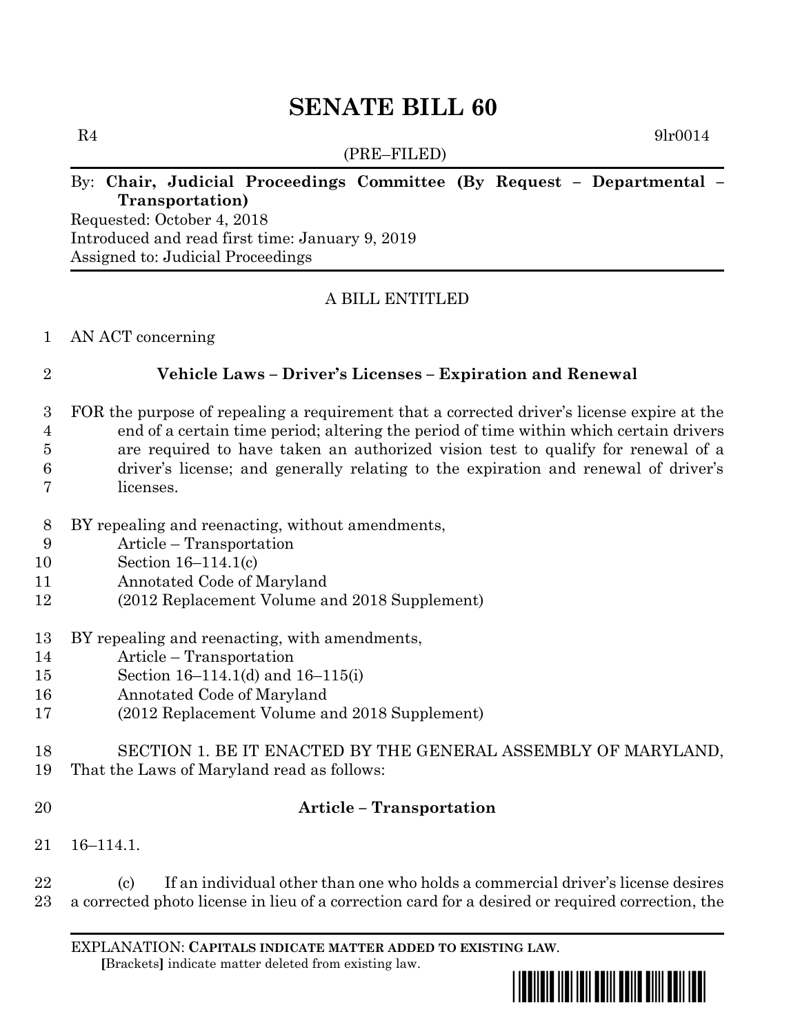# SENATE BILL 60

R4 9lr0014

(PRE–FILED)

By: **Chair, Judicial Proceedings Committee (By Request – Departmental – Transportation)**
Requested: October 4, 2018
Introduced and read first time: January 9, 2019
Assigned to: Judicial Proceedings

A BILL ENTITLED

1 AN ACT concerning

2 **Vehicle Laws – Driver's Licenses – Expiration and Renewal**

3 FOR the purpose of repealing a requirement that a corrected driver's license expire at the
4 end of a certain time period; altering the period of time within which certain drivers
5 are required to have taken an authorized vision test to qualify for renewal of a
6 driver's license; and generally relating to the expiration and renewal of driver's
7 licenses.

8 BY repealing and reenacting, without amendments,
9 Article – Transportation
10 Section 16–114.1(c)
11 Annotated Code of Maryland
12 (2012 Replacement Volume and 2018 Supplement)

13 BY repealing and reenacting, with amendments,
14 Article – Transportation
15 Section 16–114.1(d) and 16–115(i)
16 Annotated Code of Maryland
17 (2012 Replacement Volume and 2018 Supplement)

18 SECTION 1. BE IT ENACTED BY THE GENERAL ASSEMBLY OF MARYLAND,
19 That the Laws of Maryland read as follows:

20 **Article – Transportation**

21 16–114.1.

22 (c) If an individual other than one who holds a commercial driver's license desires
23 a corrected photo license in lieu of a correction card for a desired or required correction, the

EXPLANATION: **CAPITALS INDICATE MATTER ADDED TO EXISTING LAW**.
**[**Brackets**]** indicate matter deleted from existing law.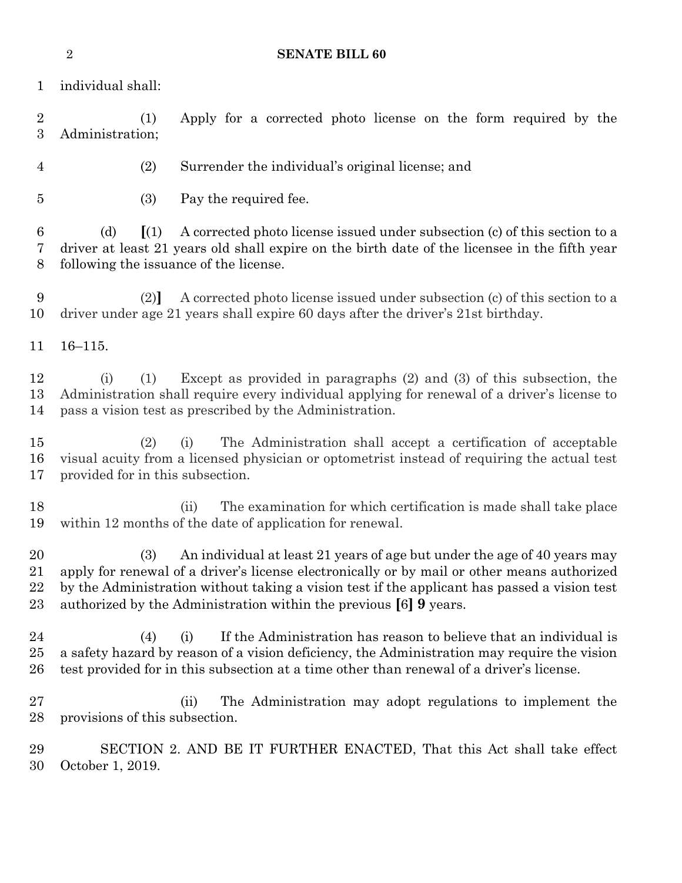individual shall:

(1) Apply for a corrected photo license on the form required by the Administration;

(2) Surrender the individual's original license; and

(3) Pay the required fee.

(d) [(1) A corrected photo license issued under subsection (c) of this section to a driver at least 21 years old shall expire on the birth date of the licensee in the fifth year following the issuance of the license.

(2)] A corrected photo license issued under subsection (c) of this section to a driver under age 21 years shall expire 60 days after the driver's 21st birthday.

16–115.

(i) (1) Except as provided in paragraphs (2) and (3) of this subsection, the Administration shall require every individual applying for renewal of a driver's license to pass a vision test as prescribed by the Administration.

(2) (i) The Administration shall accept a certification of acceptable visual acuity from a licensed physician or optometrist instead of requiring the actual test provided for in this subsection.

(ii) The examination for which certification is made shall take place within 12 months of the date of application for renewal.

(3) An individual at least 21 years of age but under the age of 40 years may apply for renewal of a driver's license electronically or by mail or other means authorized by the Administration without taking a vision test if the applicant has passed a vision test authorized by the Administration within the previous **[**6**]** **9** years.

(4) (i) If the Administration has reason to believe that an individual is a safety hazard by reason of a vision deficiency, the Administration may require the vision test provided for in this subsection at a time other than renewal of a driver's license.

(ii) The Administration may adopt regulations to implement the provisions of this subsection.

SECTION 2. AND BE IT FURTHER ENACTED, That this Act shall take effect October 1, 2019.